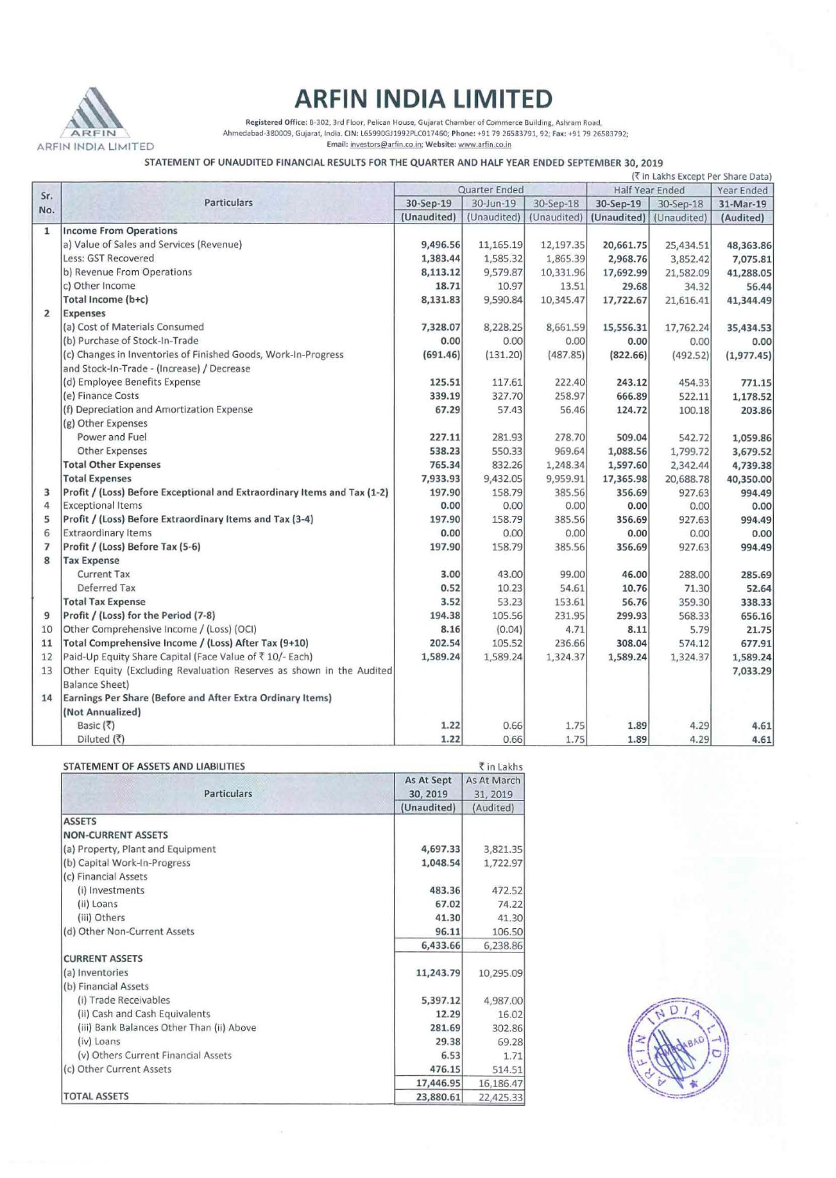# ARFIN INDIA LIMITED

**Registered Office:** B-302, 3rd Floor, Pelican House, Gujarat Chamber of Commerce Building, Ashram Road, Ahmedabad-380009, Gujarat, India. **CIN:** L65990GJ1992PLC017460; **Phone:** +91 79 26583791, 92; **Fax:** +91 79 26583792;
**Email:** investors@arfin.co.in; **Website:** www.arfin.co.in

## STATEMENT OF UNAUDITED FINANCIAL RESULTS FOR THE QUARTER AND HALF YEAR ENDED SEPTEMBER 30, 2019

(₹ in Lakhs Except Per Share Data)

| Sr. No. | Particulars | Quarter Ended | | | Half Year Ended | | Year Ended |
|---|---|---|---|---|---|---|---|
| | | 30-Sep-19 | 30-Jun-19 | 30-Sep-18 | 30-Sep-19 | 30-Sep-18 | 31-Mar-19 |
| | | (Unaudited) | (Unaudited) | (Unaudited) | (Unaudited) | (Unaudited) | (Audited) |
| 1 | **Income From Operations** | | | | | | |
| | a) Value of Sales and Services (Revenue) | 9,496.56 | 11,165.19 | 12,197.35 | 20,661.75 | 25,434.51 | 48,363.86 |
| | Less: GST Recovered | 1,383.44 | 1,585.32 | 1,865.39 | 2,968.76 | 3,852.42 | 7,075.81 |
| | b) Revenue From Operations | 8,113.12 | 9,579.87 | 10,331.96 | 17,692.99 | 21,582.09 | 41,288.05 |
| | c) Other Income | 18.71 | 10.97 | 13.51 | 29.68 | 34.32 | 56.44 |
| | **Total Income (b+c)** | 8,131.83 | 9,590.84 | 10,345.47 | 17,722.67 | 21,616.41 | 41,344.49 |
| 2 | **Expenses** | | | | | | |
| | (a) Cost of Materials Consumed | 7,328.07 | 8,228.25 | 8,661.59 | 15,556.31 | 17,762.24 | 35,434.53 |
| | (b) Purchase of Stock-In-Trade | 0.00 | 0.00 | 0.00 | 0.00 | 0.00 | 0.00 |
| | (c) Changes in Inventories of Finished Goods, Work-In-Progress and Stock-In-Trade - (Increase) / Decrease | (691.46) | (131.20) | (487.85) | (822.66) | (492.52) | (1,977.45) |
| | (d) Employee Benefits Expense | 125.51 | 117.61 | 222.40 | 243.12 | 454.33 | 771.15 |
| | (e) Finance Costs | 339.19 | 327.70 | 258.97 | 666.89 | 522.11 | 1,178.52 |
| | (f) Depreciation and Amortization Expense | 67.29 | 57.43 | 56.46 | 124.72 | 100.18 | 203.86 |
| | (g) Other Expenses | | | | | | |
| | Power and Fuel | 227.11 | 281.93 | 278.70 | 509.04 | 542.72 | 1,059.86 |
| | Other Expenses | 538.23 | 550.33 | 969.64 | 1,088.56 | 1,799.72 | 3,679.52 |
| | **Total Other Expenses** | 765.34 | 832.26 | 1,248.34 | 1,597.60 | 2,342.44 | 4,739.38 |
| | **Total Expenses** | 7,933.93 | 9,432.05 | 9,959.91 | 17,365.98 | 20,688.78 | 40,350.00 |
| 3 | **Profit / (Loss) Before Exceptional and Extraordinary Items and Tax (1-2)** | 197.90 | 158.79 | 385.56 | 356.69 | 927.63 | 994.49 |
| 4 | Exceptional Items | 0.00 | 0.00 | 0.00 | 0.00 | 0.00 | 0.00 |
| 5 | **Profit / (Loss) Before Extraordinary Items and Tax (3-4)** | 197.90 | 158.79 | 385.56 | 356.69 | 927.63 | 994.49 |
| 6 | Extraordinary Items | 0.00 | 0.00 | 0.00 | 0.00 | 0.00 | 0.00 |
| 7 | **Profit / (Loss) Before Tax (5-6)** | 197.90 | 158.79 | 385.56 | 356.69 | 927.63 | 994.49 |
| 8 | **Tax Expense** | | | | | | |
| | Current Tax | 3.00 | 43.00 | 99.00 | 46.00 | 288.00 | 285.69 |
| | Deferred Tax | 0.52 | 10.23 | 54.61 | 10.76 | 71.30 | 52.64 |
| | **Total Tax Expense** | 3.52 | 53.23 | 153.61 | 56.76 | 359.30 | 338.33 |
| 9 | **Profit / (Loss) for the Period (7-8)** | 194.38 | 105.56 | 231.95 | 299.93 | 568.33 | 656.16 |
| 10 | Other Comprehensive Income / (Loss) (OCI) | 8.16 | (0.04) | 4.71 | 8.11 | 5.79 | 21.75 |
| 11 | **Total Comprehensive Income / (Loss) After Tax (9+10)** | 202.54 | 105.52 | 236.66 | 308.04 | 574.12 | 677.91 |
| 12 | Paid-Up Equity Share Capital (Face Value of ₹ 10/- Each) | 1,589.24 | 1,589.24 | 1,324.37 | 1,589.24 | 1,324.37 | 1,589.24 |
| 13 | Other Equity (Excluding Revaluation Reserves as shown in the Audited Balance Sheet) | | | | | | 7,033.29 |
| 14 | **Earnings Per Share (Before and After Extra Ordinary Items) (Not Annualized)** | | | | | | |
| | Basic (₹) | 1.22 | 0.66 | 1.75 | 1.89 | 4.29 | 4.61 |
| | Diluted (₹) | 1.22 | 0.66 | 1.75 | 1.89 | 4.29 | 4.61 |

### STATEMENT OF ASSETS AND LIABILITIES

₹ in Lakhs

| Particulars | As At Sept 30, 2019 (Unaudited) | As At March 31, 2019 (Audited) |
|---|---|---|
| **ASSETS** | | |
| **NON-CURRENT ASSETS** | | |
| (a) Property, Plant and Equipment | 4,697.33 | 3,821.35 |
| (b) Capital Work-In-Progress | 1,048.54 | 1,722.97 |
| (c) Financial Assets | | |
| (i) Investments | 483.36 | 472.52 |
| (ii) Loans | 67.02 | 74.22 |
| (iii) Others | 41.30 | 41.30 |
| (d) Other Non-Current Assets | 96.11 | 106.50 |
| | 6,433.66 | 6,238.86 |
| **CURRENT ASSETS** | | |
| (a) Inventories | 11,243.79 | 10,295.09 |
| (b) Financial Assets | | |
| (i) Trade Receivables | 5,397.12 | 4,987.00 |
| (ii) Cash and Cash Equivalents | 12.29 | 16.02 |
| (iii) Bank Balances Other Than (ii) Above | 281.69 | 302.86 |
| (iv) Loans | 29.38 | 69.28 |
| (v) Others Current Financial Assets | 6.53 | 1.71 |
| (c) Other Current Assets | 476.15 | 514.51 |
| | 17,446.95 | 16,186.47 |
| **TOTAL ASSETS** | 23,880.61 | 22,425.33 |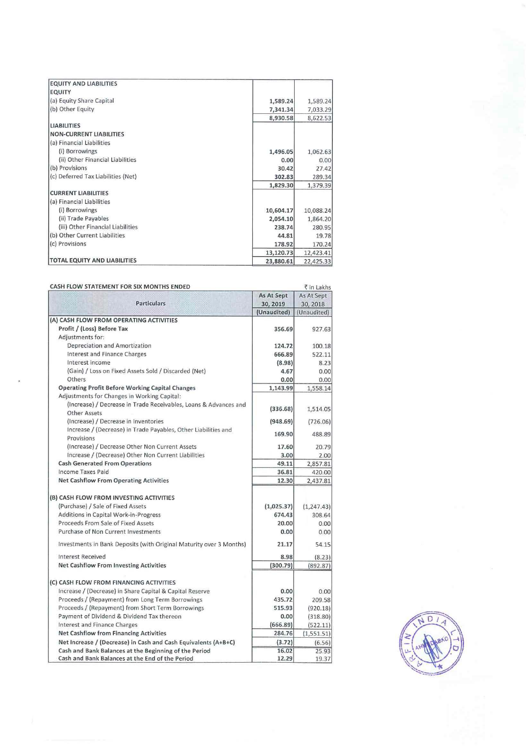| | | |
|---|---|---|
| **EQUITY AND LIABILITIES** | | |
| **EQUITY** | | |
| (a) Equity Share Capital | 1,589.24 | 1,589.24 |
| (b) Other Equity | 7,341.34 | 7,033.29 |
| | 8,930.58 | 8,622.53 |
| **LIABILITIES** | | |
| **NON-CURRENT LIABILITIES** | | |
| (a) Financial Liabilities | | |
| (i) Borrowings | 1,496.05 | 1,062.63 |
| (ii) Other Financial Liabilities | 0.00 | 0.00 |
| (b) Provisions | 30.42 | 27.42 |
| (c) Deferred Tax Liabilities (Net) | 302.83 | 289.34 |
| | 1,829.30 | 1,379.39 |
| **CURRENT LIABILITIES** | | |
| (a) Financial Liabilities | | |
| (i) Borrowings | 10,604.17 | 10,088.24 |
| (ii) Trade Payables | 2,054.10 | 1,864.20 |
| (iii) Other Financial Liabilities | 238.74 | 280.95 |
| (b) Other Current Liabilities | 44.81 | 19.78 |
| (c) Provisions | 178.92 | 170.24 |
| | 13,120.73 | 12,423.41 |
| **TOTAL EQUITY AND LIABILITIES** | 23,880.61 | 22,425.33 |

CASH FLOW STATEMENT FOR SIX MONTHS ENDED ₹ in Lakhs

| Particulars | As At Sept 30, 2019 (Unaudited) | As At Sept 30, 2018 (Unaudited) |
|---|---|---|
| **(A) CASH FLOW FROM OPERATING ACTIVITIES** | | |
| **Profit / (Loss) Before Tax** | 356.69 | 927.63 |
| Adjustments for: | | |
| Depreciation and Amortization | 124.72 | 100.18 |
| Interest and Finance Charges | 666.89 | 522.11 |
| Interest income | (8.98) | 8.23 |
| (Gain) / Loss on Fixed Assets Sold / Discarded (Net) | 4.67 | 0.00 |
| Others | 0.00 | 0.00 |
| **Operating Profit Before Working Capital Changes** | 1,143.99 | 1,558.14 |
| Adjustments for Changes in Working Capital: | | |
| (Increase) / Decrease in Trade Receivables, Loans & Advances and Other Assets | (336.68) | 1,514.05 |
| (Increase) / Decrease in Inventories | (948.69) | (726.06) |
| Increase / (Decrease) in Trade Payables, Other Liabilities and Provisions | 169.90 | 488.89 |
| (Increase) / Decrease Other Non Current Assets | 17.60 | 20.79 |
| Increase / (Decrease) Other Non Current Liabilities | 3.00 | 2.00 |
| **Cash Generated From Operations** | 49.11 | 2,857.81 |
| Income Taxes Paid | 36.81 | 420.00 |
| **Net Cashflow From Operating Activities** | 12.30 | 2,437.81 |
| **(B) CASH FLOW FROM INVESTING ACTIVITIES** | | |
| (Purchase) / Sale of Fixed Assets | (1,025.37) | (1,247.43) |
| Additions in Capital Work-in-Progress | 674.43 | 308.64 |
| Proceeds From Sale of Fixed Assets | 20.00 | 0.00 |
| Purchase of Non Current Investments | 0.00 | 0.00 |
| Investments in Bank Deposits (with Original Maturity over 3 Months) | 21.17 | 54.15 |
| Interest Received | 8.98 | (8.23) |
| **Net Cashflow From Investing Activities** | (300.79) | (892.87) |
| **(C) CASH FLOW FROM FINANCING ACTIVITIES** | | |
| Increase / (Decrease) in Share Capital & Capital Reserve | 0.00 | 0.00 |
| Proceeds / (Repayment) from Long Term Borrowings | 435.72 | 209.58 |
| Proceeds / (Repayment) from Short Term Borrowings | 515.93 | (920.18) |
| Payment of Dividend & Dividend Tax thereon | 0.00 | (318.80) |
| Interest and Finance Charges | (666.89) | (522.11) |
| **Net Cashflow from Financing Activities** | 284.76 | (1,551.51) |
| **Net Increase / (Decrease) in Cash and Cash Equivalents (A+B+C)** | (3.72) | (6.56) |
| **Cash and Bank Balances at the Beginning of the Period** | 16.02 | 25.93 |
| **Cash and Bank Balances at the End of the Period** | 12.29 | 19.37 |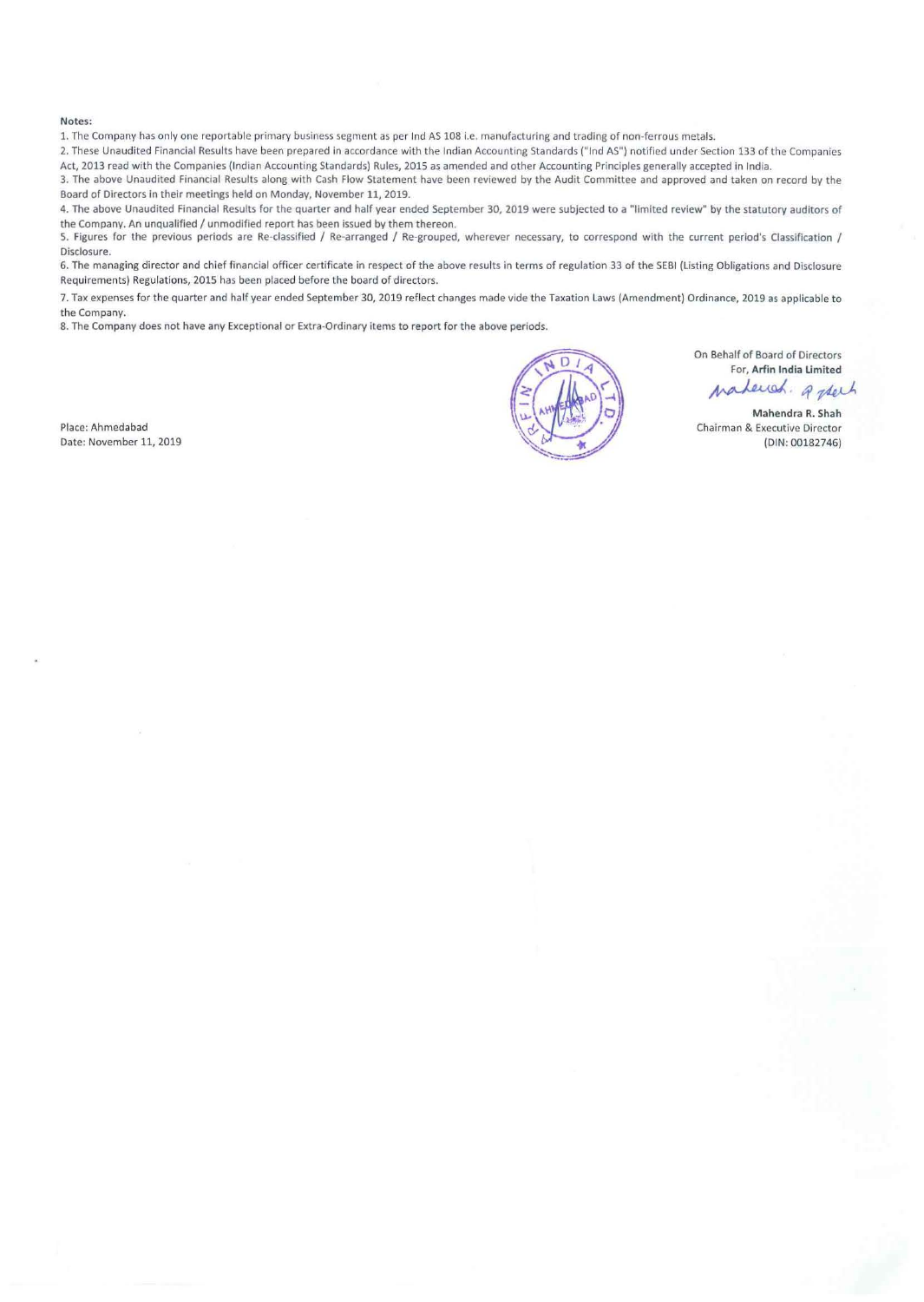**Notes:**

1. The Company has only one reportable primary business segment as per Ind AS 108 i.e. manufacturing and trading of non-ferrous metals.
2. These Unaudited Financial Results have been prepared in accordance with the Indian Accounting Standards ("Ind AS") notified under Section 133 of the Companies Act, 2013 read with the Companies (Indian Accounting Standards) Rules, 2015 as amended and other Accounting Principles generally accepted in India.
3. The above Unaudited Financial Results along with Cash Flow Statement have been reviewed by the Audit Committee and approved and taken on record by the Board of Directors in their meetings held on Monday, November 11, 2019.
4. The above Unaudited Financial Results for the quarter and half year ended September 30, 2019 were subjected to a "limited review" by the statutory auditors of the Company. An unqualified / unmodified report has been issued by them thereon.
5. Figures for the previous periods are Re-classified / Re-arranged / Re-grouped, wherever necessary, to correspond with the current period's Classification / Disclosure.
6. The managing director and chief financial officer certificate in respect of the above results in terms of regulation 33 of the SEBI (Listing Obligations and Disclosure Requirements) Regulations, 2015 has been placed before the board of directors.
7. Tax expenses for the quarter and half year ended September 30, 2019 reflect changes made vide the Taxation Laws (Amendment) Ordinance, 2019 as applicable to the Company.
8. The Company does not have any Exceptional or Extra-Ordinary items to report for the above periods.

On Behalf of Board of Directors
For, **Arfin India Limited**

**Mahendra R. Shah**
Chairman & Executive Director
(DIN: 00182746)

Place: Ahmedabad
Date: November 11, 2019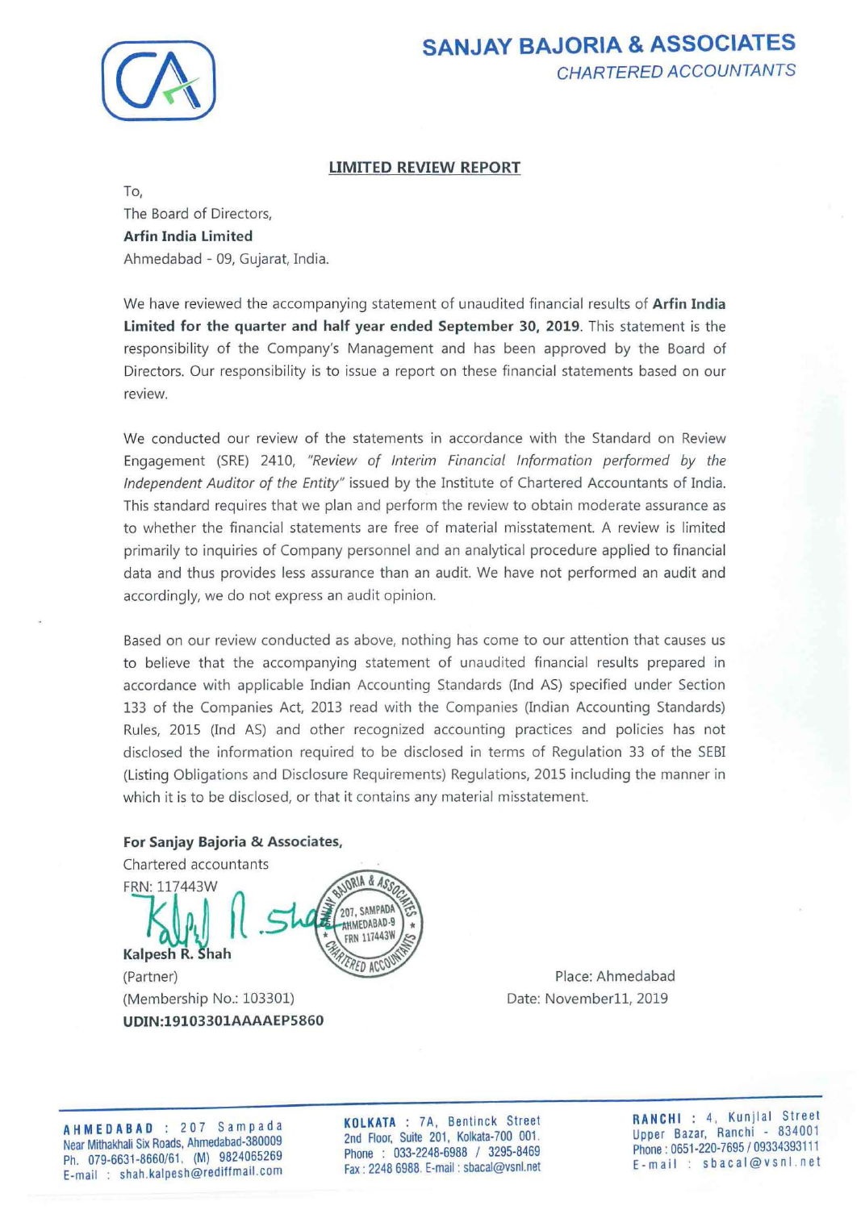**SANJAY BAJORIA & ASSOCIATES**
*CHARTERED ACCOUNTANTS*

## LIMITED REVIEW REPORT

To,
The Board of Directors,
**Arfin India Limited**
Ahmedabad - 09, Gujarat, India.

We have reviewed the accompanying statement of unaudited financial results of **Arfin India Limited for the quarter and half year ended September 30, 2019**. This statement is the responsibility of the Company's Management and has been approved by the Board of Directors. Our responsibility is to issue a report on these financial statements based on our review.

We conducted our review of the statements in accordance with the Standard on Review Engagement (SRE) 2410, *"Review of Interim Financial Information performed by the Independent Auditor of the Entity"* issued by the Institute of Chartered Accountants of India. This standard requires that we plan and perform the review to obtain moderate assurance as to whether the financial statements are free of material misstatement. A review is limited primarily to inquiries of Company personnel and an analytical procedure applied to financial data and thus provides less assurance than an audit. We have not performed an audit and accordingly, we do not express an audit opinion.

Based on our review conducted as above, nothing has come to our attention that causes us to believe that the accompanying statement of unaudited financial results prepared in accordance with applicable Indian Accounting Standards (Ind AS) specified under Section 133 of the Companies Act, 2013 read with the Companies (Indian Accounting Standards) Rules, 2015 (Ind AS) and other recognized accounting practices and policies has not disclosed the information required to be disclosed in terms of Regulation 33 of the SEBI (Listing Obligations and Disclosure Requirements) Regulations, 2015 including the manner in which it is to be disclosed, or that it contains any material misstatement.

**For Sanjay Bajoria & Associates,**
Chartered accountants
FRN: 117443W

**Kalpesh R. Shah**
(Partner)
(Membership No.: 103301)
**UDIN:19103301AAAAEP5860**

Place: Ahmedabad
Date: November11, 2019

**AHMEDABAD** : 207 Sampada Near Mithakhali Six Roads, Ahmedabad-380009 Ph. 079-6631-8660/61, (M) 9824065269 E-mail : shah.kalpesh@rediffmail.com

**KOLKATA** : 7A, Bentinck Street 2nd Floor, Suite 201, Kolkata-700 001. Phone : 033-2248-6988 / 3295-8469 Fax : 2248 6988. E-mail : sbacal@vsnl.net

**RANCHI** : 4, Kunjlal Street Upper Bazar, Ranchi - 834001 Phone : 0651-220-7695 / 09334393111 E-mail : sbacal@vsnl.net